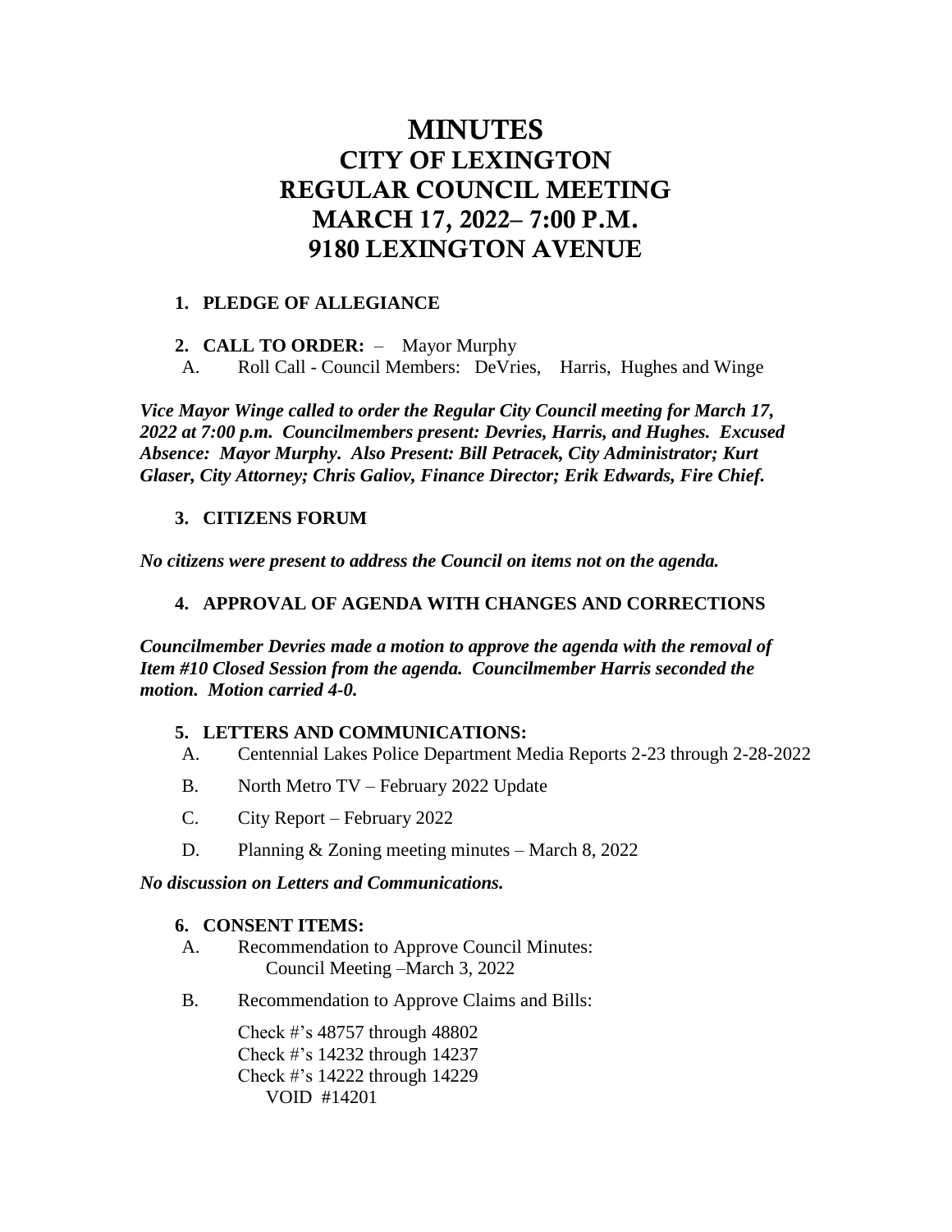# MINUTES
# CITY OF LEXINGTON
# REGULAR COUNCIL MEETING
# MARCH 17, 2022– 7:00 P.M.
# 9180 LEXINGTON AVENUE

1. **PLEDGE OF ALLEGIANCE**

2. **CALL TO ORDER:** – Mayor Murphy
   A. Roll Call - Council Members: DeVries, Harris, Hughes and Winge

***Vice Mayor Winge called to order the Regular City Council meeting for March 17, 2022 at 7:00 p.m. Councilmembers present: Devries, Harris, and Hughes. Excused Absence: Mayor Murphy. Also Present: Bill Petracek, City Administrator; Kurt Glaser, City Attorney; Chris Galiov, Finance Director; Erik Edwards, Fire Chief.***

3. **CITIZENS FORUM**

***No citizens were present to address the Council on items not on the agenda.***

4. **APPROVAL OF AGENDA WITH CHANGES AND CORRECTIONS**

***Councilmember Devries made a motion to approve the agenda with the removal of Item #10 Closed Session from the agenda. Councilmember Harris seconded the motion. Motion carried 4-0.***

5. **LETTERS AND COMMUNICATIONS:**
   A. Centennial Lakes Police Department Media Reports 2-23 through 2-28-2022
   B. North Metro TV – February 2022 Update
   C. City Report – February 2022
   D. Planning & Zoning meeting minutes – March 8, 2022

***No discussion on Letters and Communications.***

6. **CONSENT ITEMS:**
   A. Recommendation to Approve Council Minutes:
      Council Meeting –March 3, 2022
   B. Recommendation to Approve Claims and Bills:

      Check #'s 48757 through 48802
      Check #'s 14232 through 14237
      Check #'s 14222 through 14229
      VOID #14201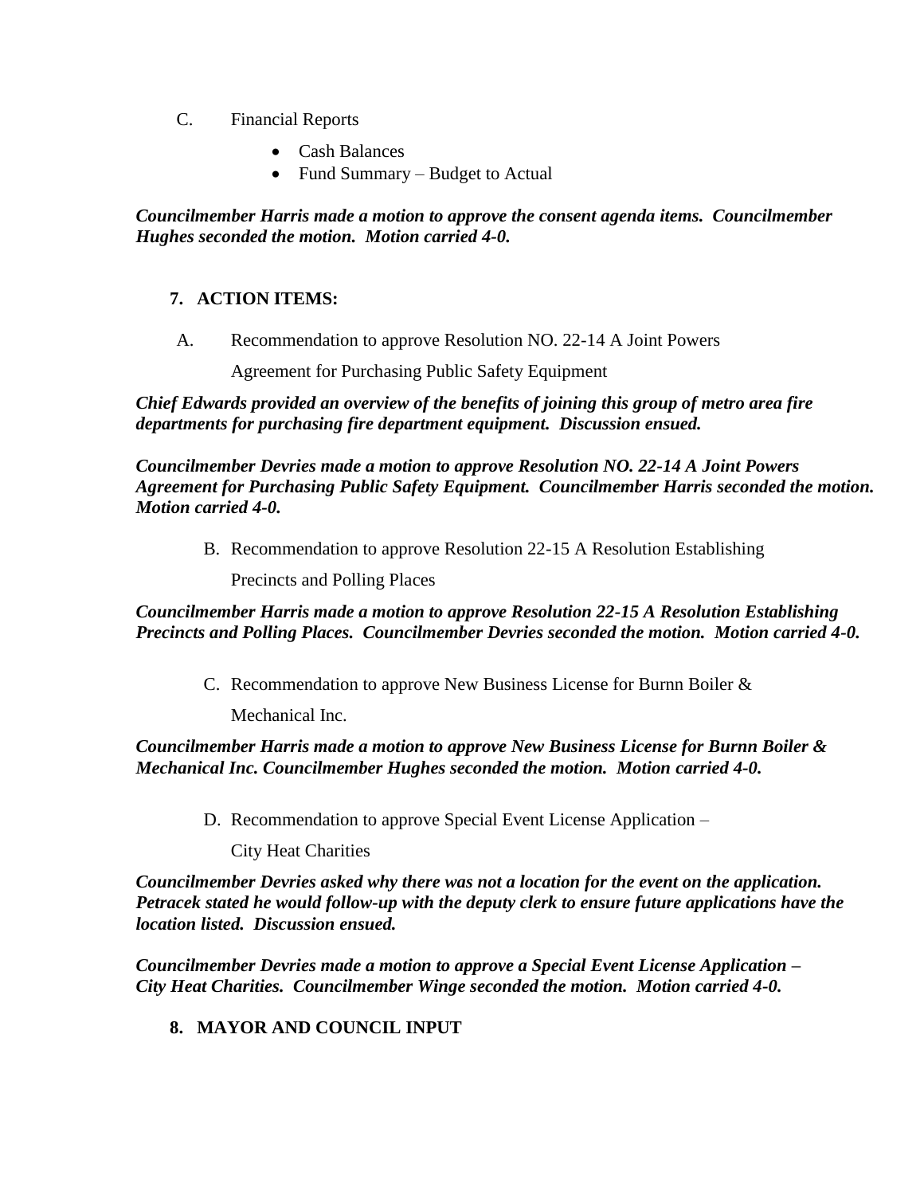C. Financial Reports

- Cash Balances
- Fund Summary – Budget to Actual

***Councilmember Harris made a motion to approve the consent agenda items. Councilmember Hughes seconded the motion. Motion carried 4-0.***

## 7. ACTION ITEMS:

A. Recommendation to approve Resolution NO. 22-14 A Joint Powers Agreement for Purchasing Public Safety Equipment

***Chief Edwards provided an overview of the benefits of joining this group of metro area fire departments for purchasing fire department equipment. Discussion ensued.***

***Councilmember Devries made a motion to approve Resolution NO. 22-14 A Joint Powers Agreement for Purchasing Public Safety Equipment. Councilmember Harris seconded the motion. Motion carried 4-0.***

B. Recommendation to approve Resolution 22-15 A Resolution Establishing Precincts and Polling Places

***Councilmember Harris made a motion to approve Resolution 22-15 A Resolution Establishing Precincts and Polling Places. Councilmember Devries seconded the motion. Motion carried 4-0.***

C. Recommendation to approve New Business License for Burnn Boiler & Mechanical Inc.

***Councilmember Harris made a motion to approve New Business License for Burnn Boiler & Mechanical Inc. Councilmember Hughes seconded the motion. Motion carried 4-0.***

D. Recommendation to approve Special Event License Application – City Heat Charities

***Councilmember Devries asked why there was not a location for the event on the application. Petracek stated he would follow-up with the deputy clerk to ensure future applications have the location listed. Discussion ensued.***

***Councilmember Devries made a motion to approve a Special Event License Application – City Heat Charities. Councilmember Winge seconded the motion. Motion carried 4-0.***

## 8. MAYOR AND COUNCIL INPUT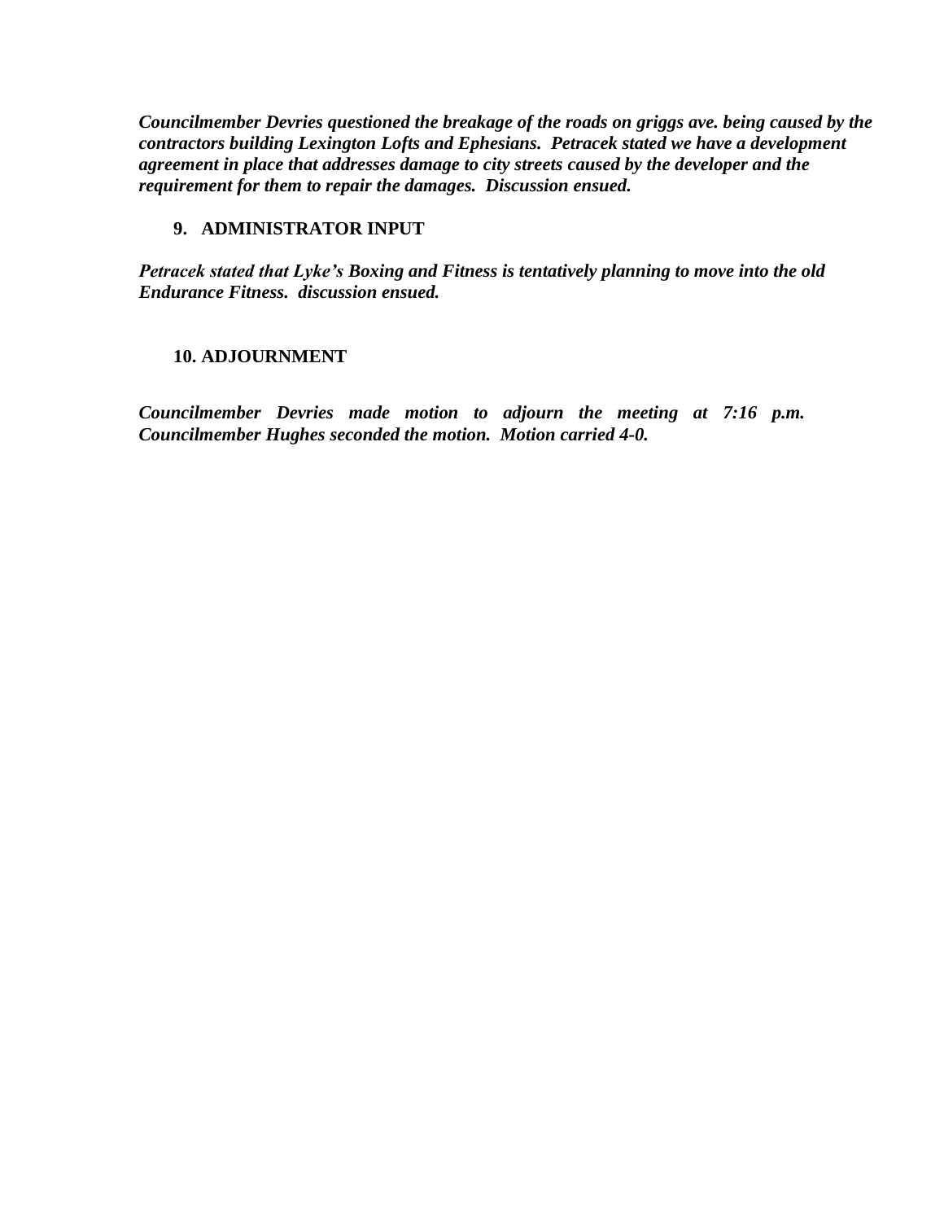***Councilmember Devries questioned the breakage of the roads on griggs ave. being caused by the contractors building Lexington Lofts and Ephesians. Petracek stated we have a development agreement in place that addresses damage to city streets caused by the developer and the requirement for them to repair the damages. Discussion ensued.***

**9. ADMINISTRATOR INPUT**

***Petracek stated that Lyke's Boxing and Fitness is tentatively planning to move into the old Endurance Fitness. discussion ensued.***

**10. ADJOURNMENT**

***Councilmember Devries made motion to adjourn the meeting at 7:16 p.m. Councilmember Hughes seconded the motion. Motion carried 4-0.***